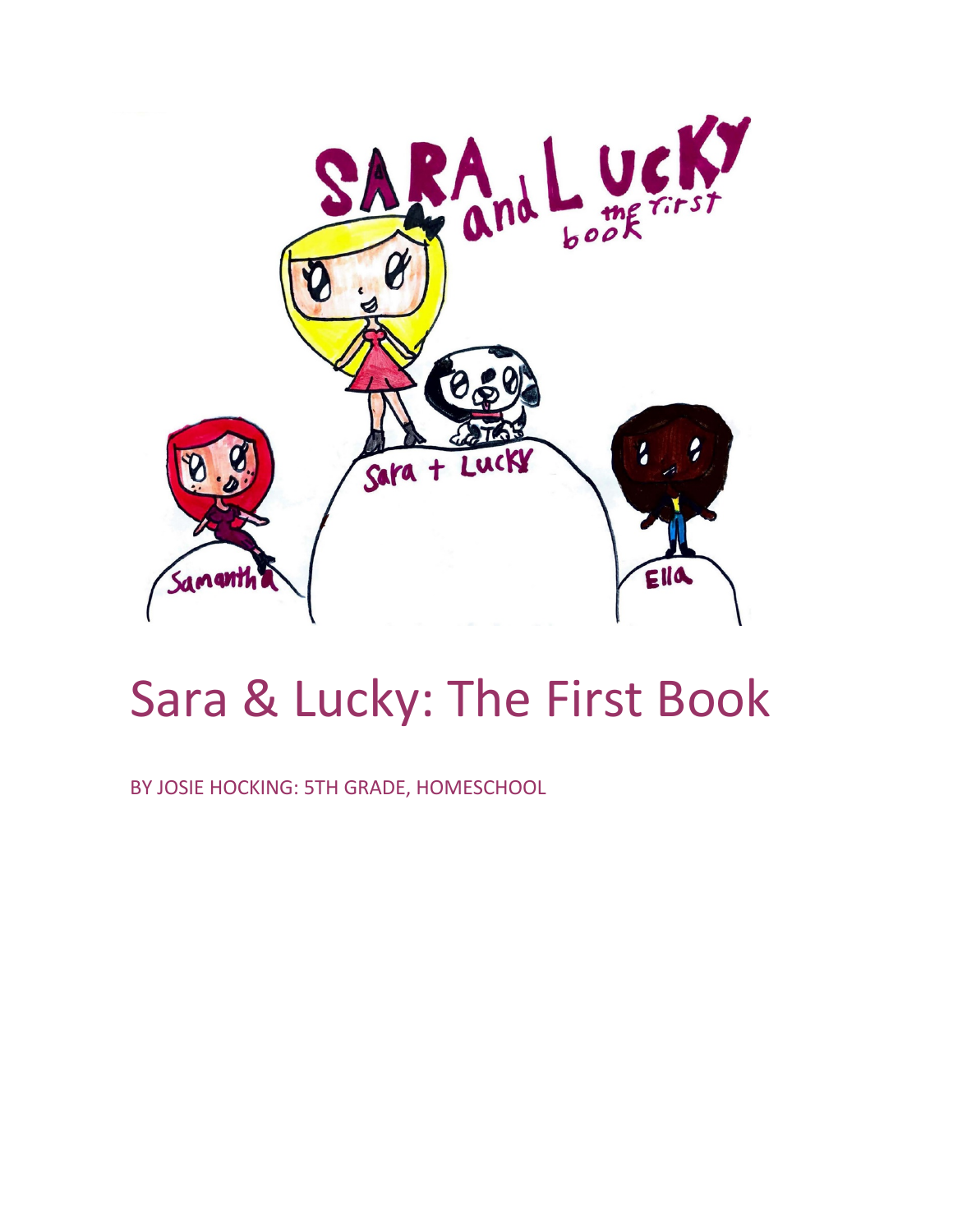# Sara & Lucky: The First Book

BY JOSIE HOCKING: 5TH GRADE, HOMESCHOOL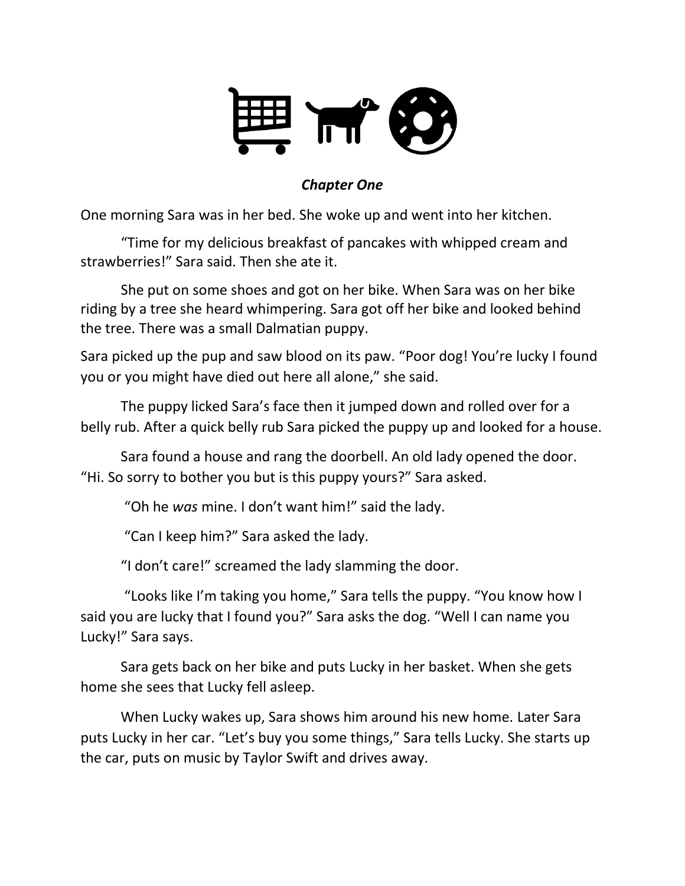***Chapter One***

One morning Sara was in her bed. She woke up and went into her kitchen.

"Time for my delicious breakfast of pancakes with whipped cream and strawberries!" Sara said. Then she ate it.

She put on some shoes and got on her bike. When Sara was on her bike riding by a tree she heard whimpering. Sara got off her bike and looked behind the tree. There was a small Dalmatian puppy.

Sara picked up the pup and saw blood on its paw. "Poor dog! You're lucky I found you or you might have died out here all alone," she said.

The puppy licked Sara's face then it jumped down and rolled over for a belly rub. After a quick belly rub Sara picked the puppy up and looked for a house.

Sara found a house and rang the doorbell. An old lady opened the door. "Hi. So sorry to bother you but is this puppy yours?" Sara asked.

"Oh he *was* mine. I don't want him!" said the lady.

"Can I keep him?" Sara asked the lady.

"I don't care!" screamed the lady slamming the door.

"Looks like I'm taking you home," Sara tells the puppy. "You know how I said you are lucky that I found you?" Sara asks the dog. "Well I can name you Lucky!" Sara says.

Sara gets back on her bike and puts Lucky in her basket. When she gets home she sees that Lucky fell asleep.

When Lucky wakes up, Sara shows him around his new home. Later Sara puts Lucky in her car. "Let's buy you some things," Sara tells Lucky. She starts up the car, puts on music by Taylor Swift and drives away.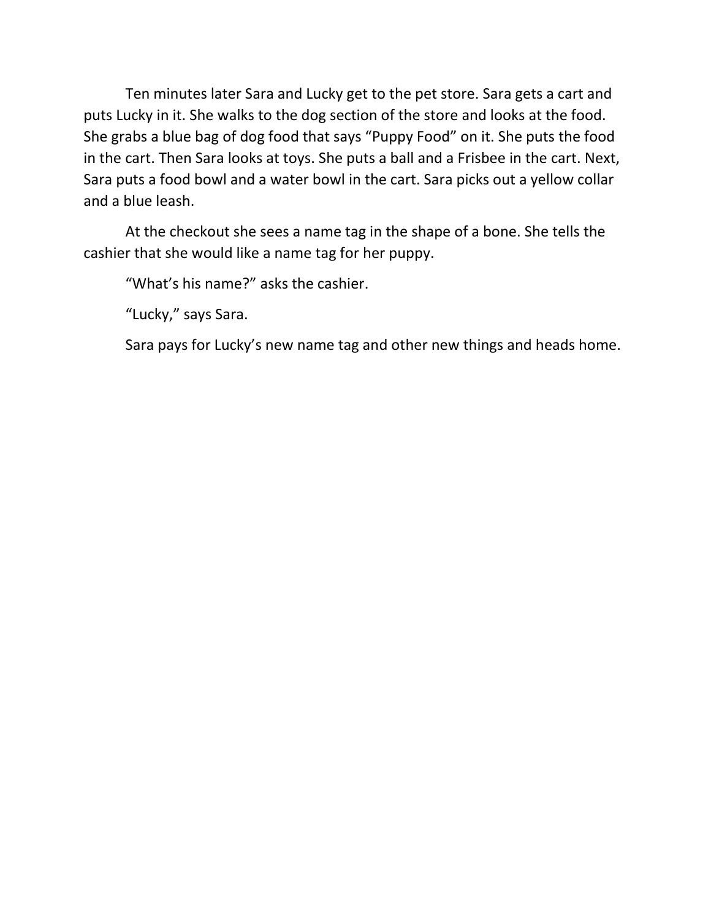Ten minutes later Sara and Lucky get to the pet store. Sara gets a cart and puts Lucky in it. She walks to the dog section of the store and looks at the food. She grabs a blue bag of dog food that says “Puppy Food” on it. She puts the food in the cart. Then Sara looks at toys. She puts a ball and a Frisbee in the cart. Next, Sara puts a food bowl and a water bowl in the cart. Sara picks out a yellow collar and a blue leash.

At the checkout she sees a name tag in the shape of a bone. She tells the cashier that she would like a name tag for her puppy.

“What’s his name?” asks the cashier.

“Lucky,” says Sara.

Sara pays for Lucky’s new name tag and other new things and heads home.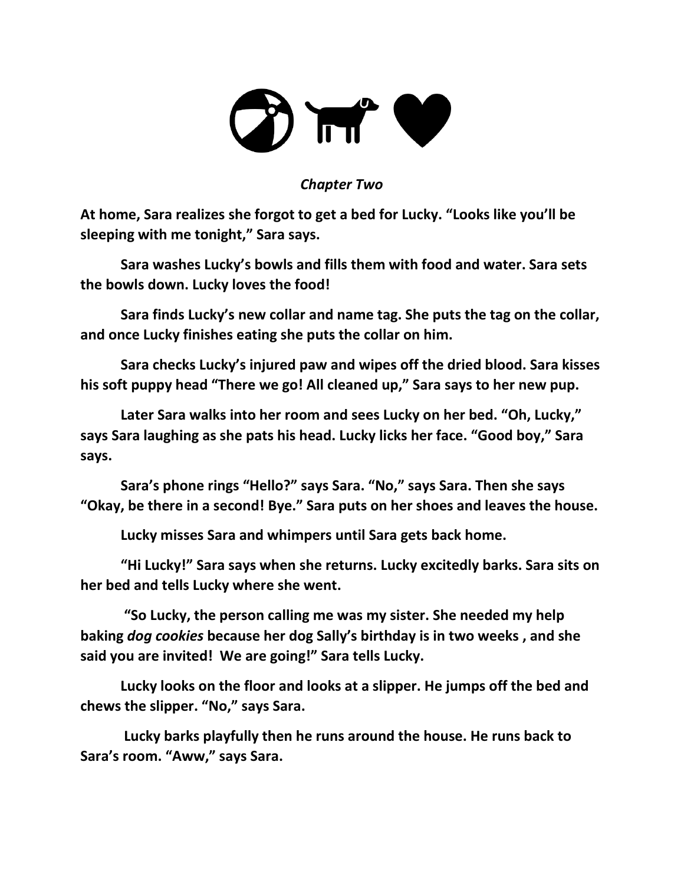*Chapter Two*

**At home, Sara realizes she forgot to get a bed for Lucky. "Looks like you'll be sleeping with me tonight," Sara says.**

**Sara washes Lucky's bowls and fills them with food and water. Sara sets the bowls down. Lucky loves the food!**

**Sara finds Lucky's new collar and name tag. She puts the tag on the collar, and once Lucky finishes eating she puts the collar on him.**

**Sara checks Lucky's injured paw and wipes off the dried blood. Sara kisses his soft puppy head "There we go! All cleaned up," Sara says to her new pup.**

**Later Sara walks into her room and sees Lucky on her bed. "Oh, Lucky," says Sara laughing as she pats his head. Lucky licks her face. "Good boy," Sara says.**

**Sara's phone rings "Hello?" says Sara. "No," says Sara. Then she says "Okay, be there in a second! Bye." Sara puts on her shoes and leaves the house.**

**Lucky misses Sara and whimpers until Sara gets back home.**

**"Hi Lucky!" Sara says when she returns. Lucky excitedly barks. Sara sits on her bed and tells Lucky where she went.**

**"So Lucky, the person calling me was my sister. She needed my help baking *dog cookies* because her dog Sally's birthday is in two weeks , and she said you are invited! We are going!" Sara tells Lucky.**

**Lucky looks on the floor and looks at a slipper. He jumps off the bed and chews the slipper. "No," says Sara.**

**Lucky barks playfully then he runs around the house. He runs back to Sara's room. "Aww," says Sara.**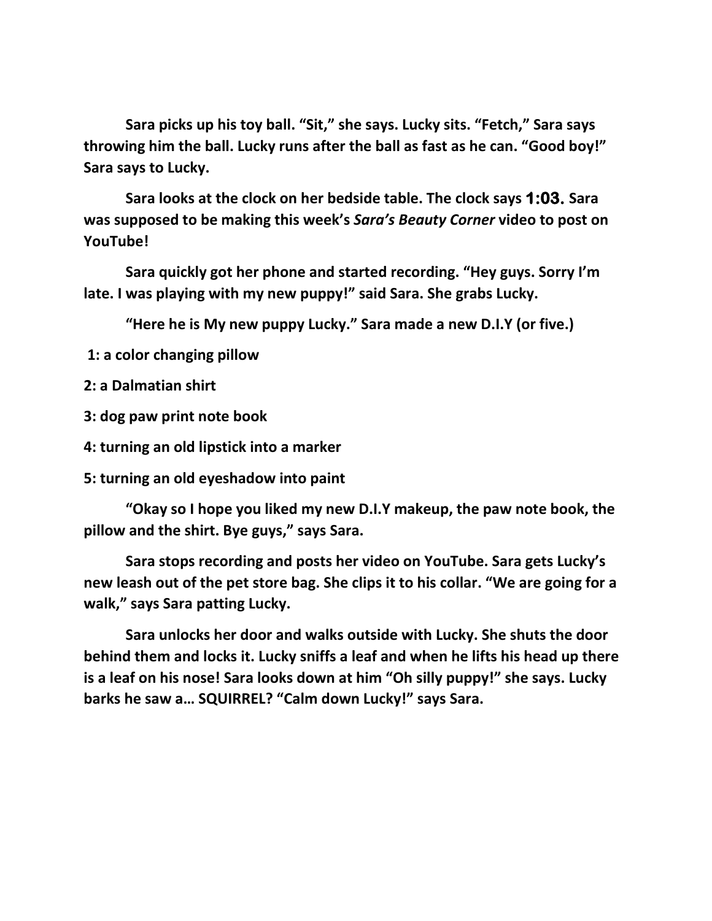**Sara picks up his toy ball. "Sit," she says. Lucky sits. "Fetch," Sara says throwing him the ball. Lucky runs after the ball as fast as he can. "Good boy!" Sara says to Lucky.**

**Sara looks at the clock on her bedside table. The clock says 1:03. Sara was supposed to be making this week's *Sara's Beauty Corner* video to post on YouTube!**

**Sara quickly got her phone and started recording. "Hey guys. Sorry I'm late. I was playing with my new puppy!" said Sara. She grabs Lucky.**

**"Here he is My new puppy Lucky." Sara made a new D.I.Y (or five.)**

**1: a color changing pillow**

**2: a Dalmatian shirt**

**3: dog paw print note book**

**4: turning an old lipstick into a marker**

**5: turning an old eyeshadow into paint**

**"Okay so I hope you liked my new D.I.Y makeup, the paw note book, the pillow and the shirt. Bye guys," says Sara.**

**Sara stops recording and posts her video on YouTube. Sara gets Lucky's new leash out of the pet store bag. She clips it to his collar. "We are going for a walk," says Sara patting Lucky.**

**Sara unlocks her door and walks outside with Lucky. She shuts the door behind them and locks it. Lucky sniffs a leaf and when he lifts his head up there is a leaf on his nose! Sara looks down at him "Oh silly puppy!" she says. Lucky barks he saw a… SQUIRREL? "Calm down Lucky!" says Sara.**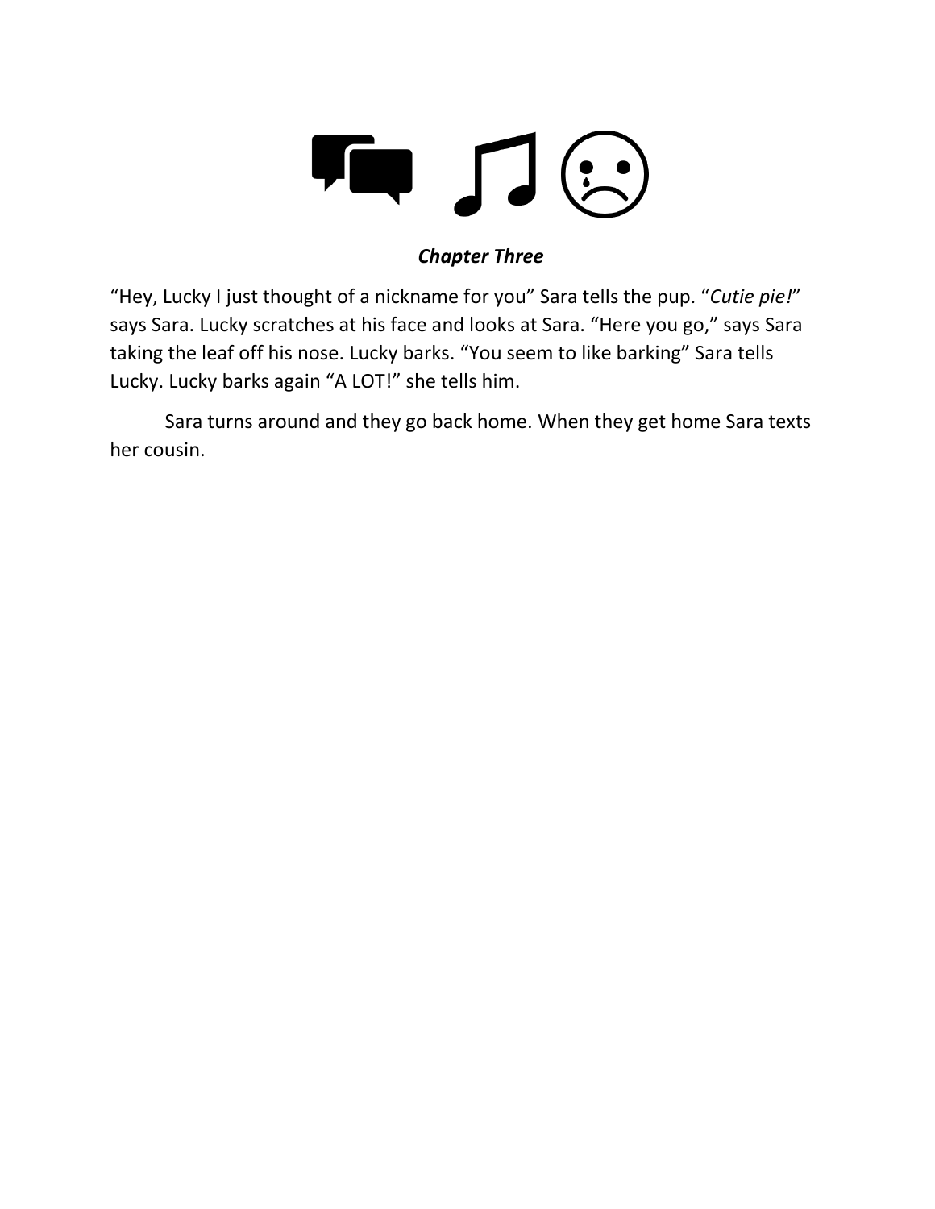### *Chapter Three*

"Hey, Lucky I just thought of a nickname for you" Sara tells the pup. "*Cutie pie!*" says Sara. Lucky scratches at his face and looks at Sara. "Here you go," says Sara taking the leaf off his nose. Lucky barks. "You seem to like barking" Sara tells Lucky. Lucky barks again "A LOT!" she tells him.

Sara turns around and they go back home. When they get home Sara texts her cousin.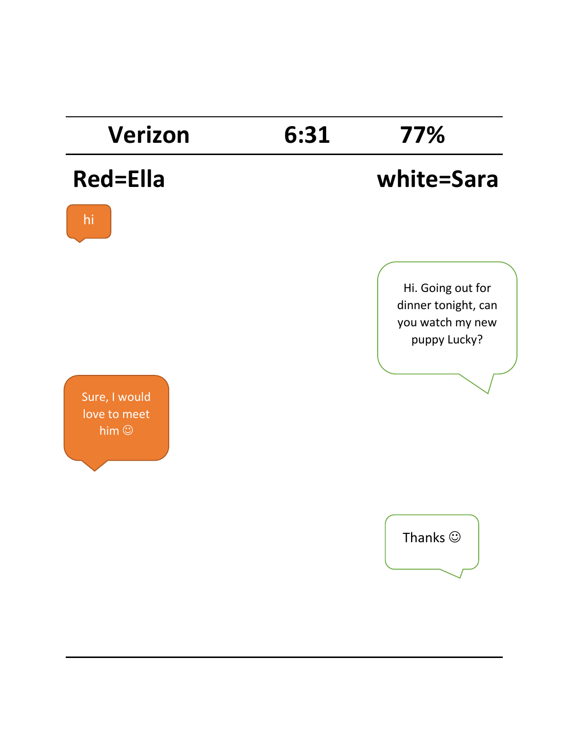**Verizon** **6:31** **77%**

**Red=Ella** **white=Sara**

hi

Hi. Going out for dinner tonight, can you watch my new puppy Lucky?

Sure, I would love to meet him ☺

Thanks ☺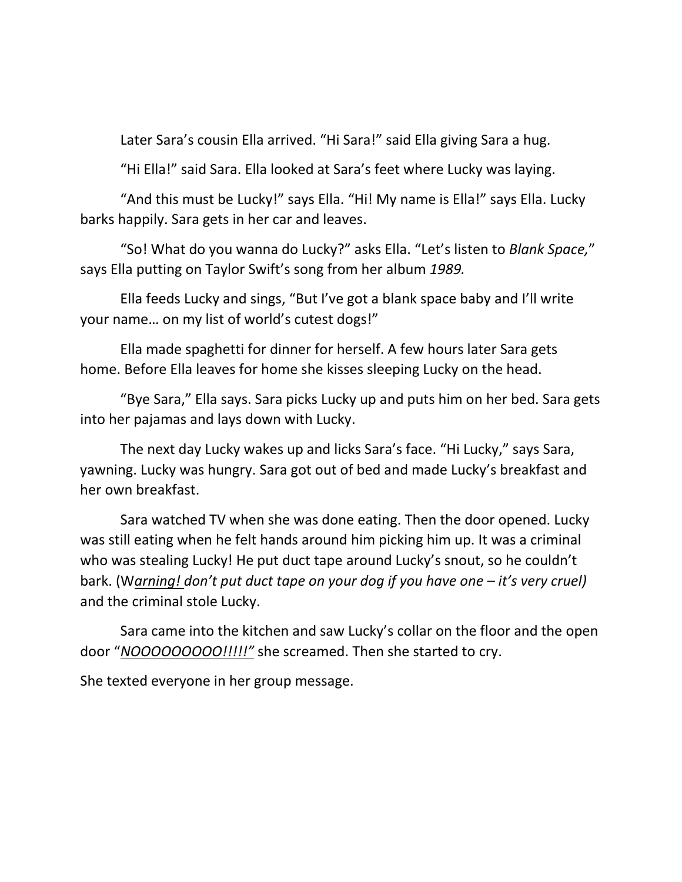Later Sara's cousin Ella arrived. "Hi Sara!" said Ella giving Sara a hug.

"Hi Ella!" said Sara. Ella looked at Sara's feet where Lucky was laying.

"And this must be Lucky!" says Ella. "Hi! My name is Ella!" says Ella. Lucky barks happily. Sara gets in her car and leaves.

"So! What do you wanna do Lucky?" asks Ella. "Let's listen to *Blank Space,*" says Ella putting on Taylor Swift's song from her album *1989.*

Ella feeds Lucky and sings, "But I've got a blank space baby and I'll write your name… on my list of world's cutest dogs!"

Ella made spaghetti for dinner for herself. A few hours later Sara gets home. Before Ella leaves for home she kisses sleeping Lucky on the head.

"Bye Sara," Ella says. Sara picks Lucky up and puts him on her bed. Sara gets into her pajamas and lays down with Lucky.

The next day Lucky wakes up and licks Sara's face. "Hi Lucky," says Sara, yawning. Lucky was hungry. Sara got out of bed and made Lucky's breakfast and her own breakfast.

Sara watched TV when she was done eating. Then the door opened. Lucky was still eating when he felt hands around him picking him up. It was a criminal who was stealing Lucky! He put duct tape around Lucky's snout, so he couldn't bark. (W*<u>arning!</u> don't put duct tape on your dog if you have one – it's very cruel)* and the criminal stole Lucky.

Sara came into the kitchen and saw Lucky's collar on the floor and the open door "*<u>NOOOOOOOOO!!!!!"</u>* she screamed. Then she started to cry.

She texted everyone in her group message.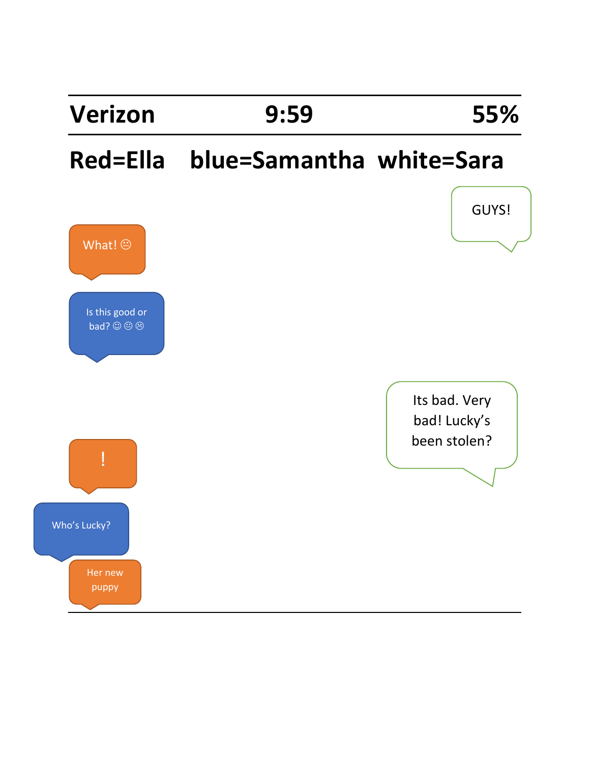**Verizon 9:59 55%**

**Red=Ella blue=Samantha white=Sara**

GUYS!

What! 😐

Is this good or bad? ☺ 😐 ☹

Its bad. Very bad! Lucky's been stolen?

!

Who's Lucky?

Her new puppy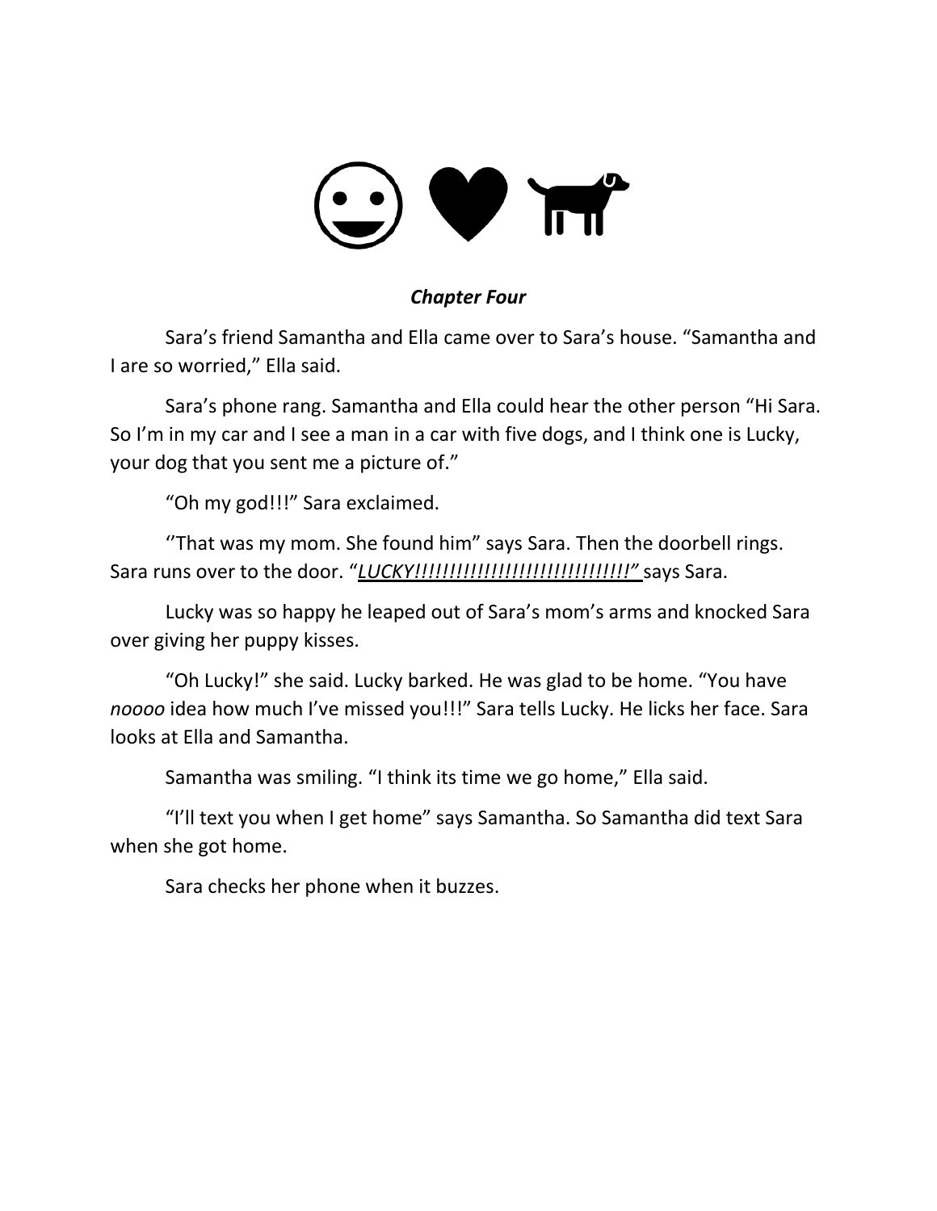### *Chapter Four*

Sara's friend Samantha and Ella came over to Sara's house. "Samantha and I are so worried," Ella said.

Sara's phone rang. Samantha and Ella could hear the other person "Hi Sara. So I'm in my car and I see a man in a car with five dogs, and I think one is Lucky, your dog that you sent me a picture of."

"Oh my god!!!" Sara exclaimed.

"That was my mom. She found him" says Sara. Then the doorbell rings. Sara runs over to the door. "*LUCKY!!!!!!!!!!!!!!!!!!!!!!!!!!!!!!!!"* says Sara.

Lucky was so happy he leaped out of Sara's mom's arms and knocked Sara over giving her puppy kisses.

"Oh Lucky!" she said. Lucky barked. He was glad to be home. "You have *noooo* idea how much I've missed you!!!" Sara tells Lucky. He licks her face. Sara looks at Ella and Samantha.

Samantha was smiling. "I think its time we go home," Ella said.

"I'll text you when I get home" says Samantha. So Samantha did text Sara when she got home.

Sara checks her phone when it buzzes.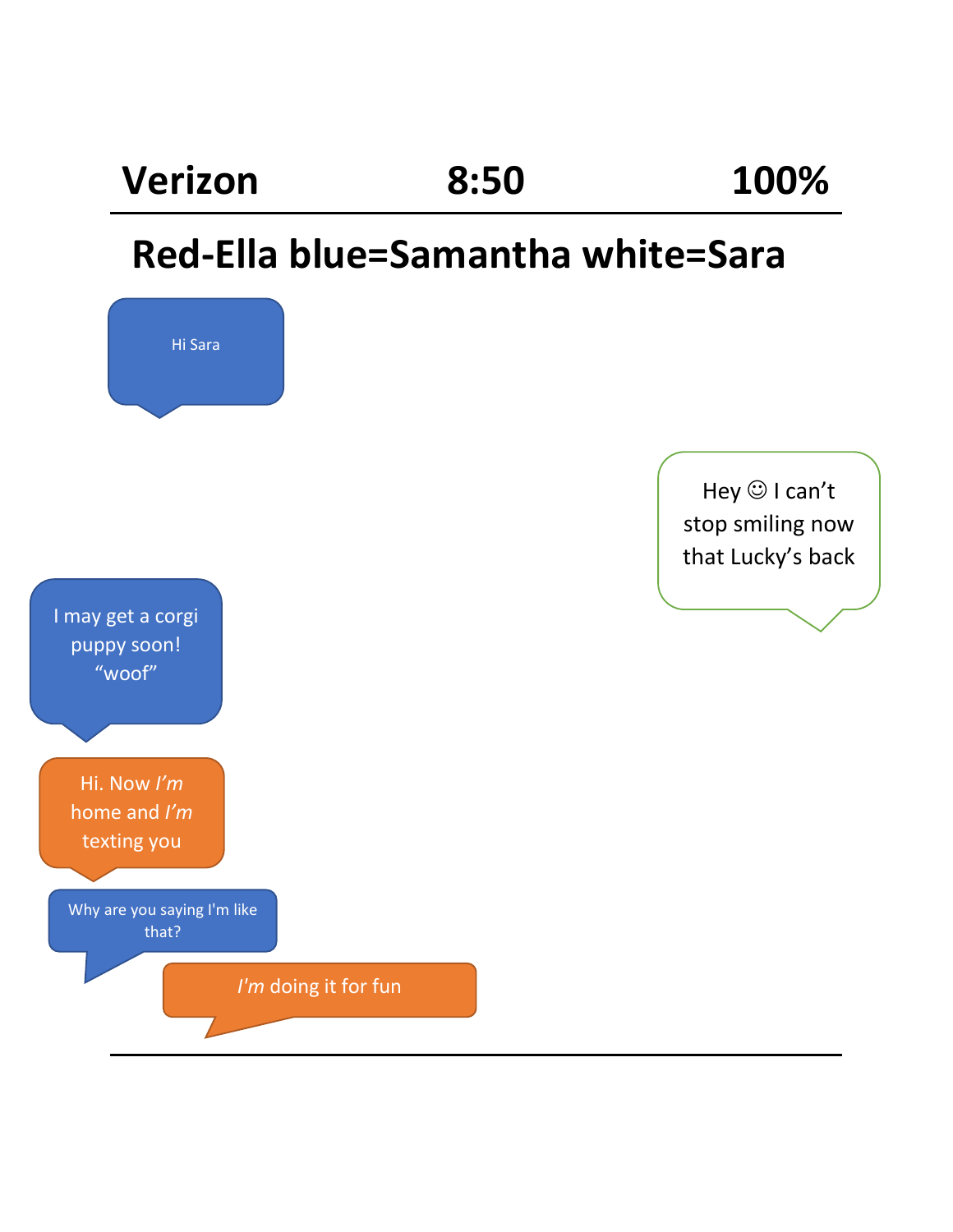**Verizon** **8:50** **100%**

## Red-Ella blue=Samantha white=Sara

Hi Sara

Hey ☺ I can't stop smiling now that Lucky's back

I may get a corgi puppy soon! "woof"

Hi. Now *I'm* home and *I'm* texting you

Why are you saying I'm like that?

*I'm* doing it for fun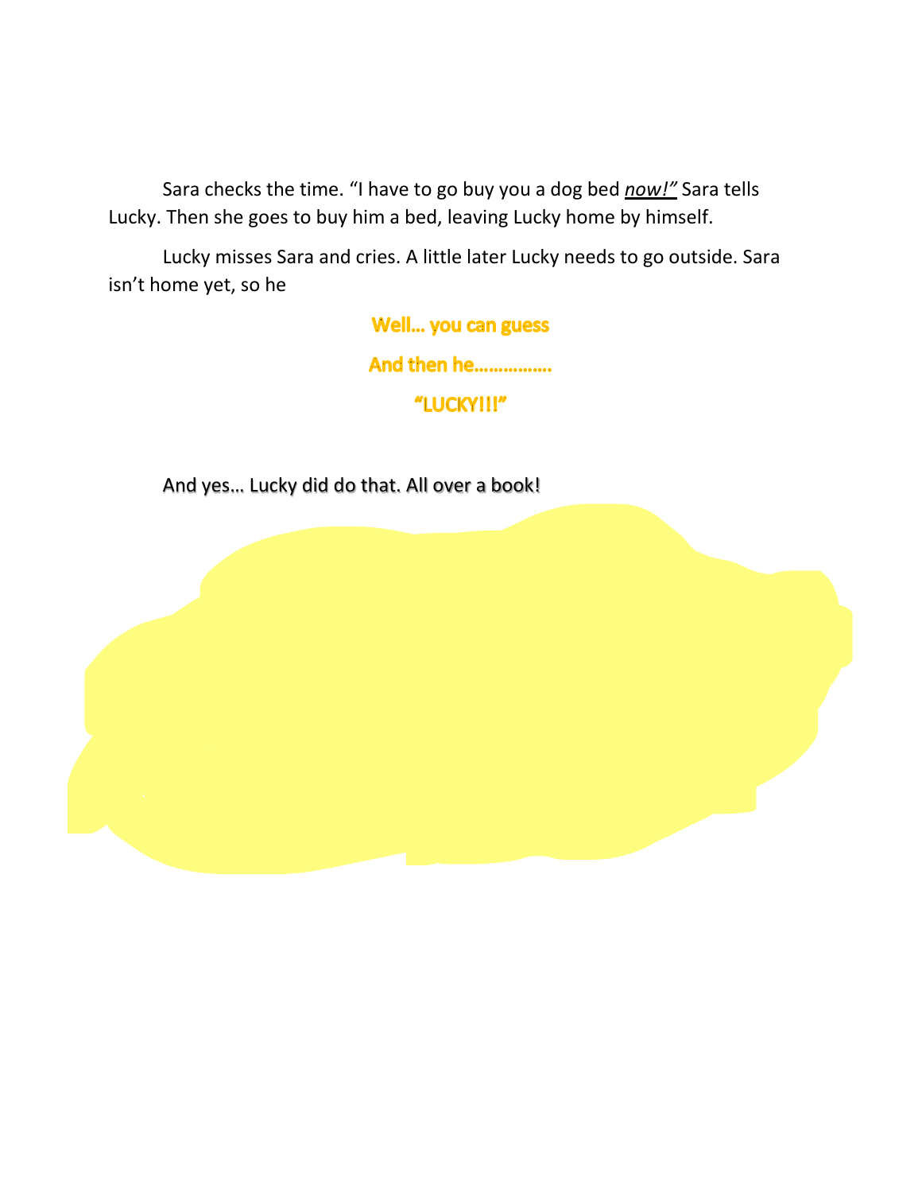Sara checks the time. “I have to go buy you a dog bed ***now!”*** Sara tells Lucky. Then she goes to buy him a bed, leaving Lucky home by himself.

Lucky misses Sara and cries. A little later Lucky needs to go outside. Sara isn’t home yet, so he

**Well… you can guess**

**And then he……………**

**“LUCKY!!!”**

And yes… Lucky did do that. All over a book!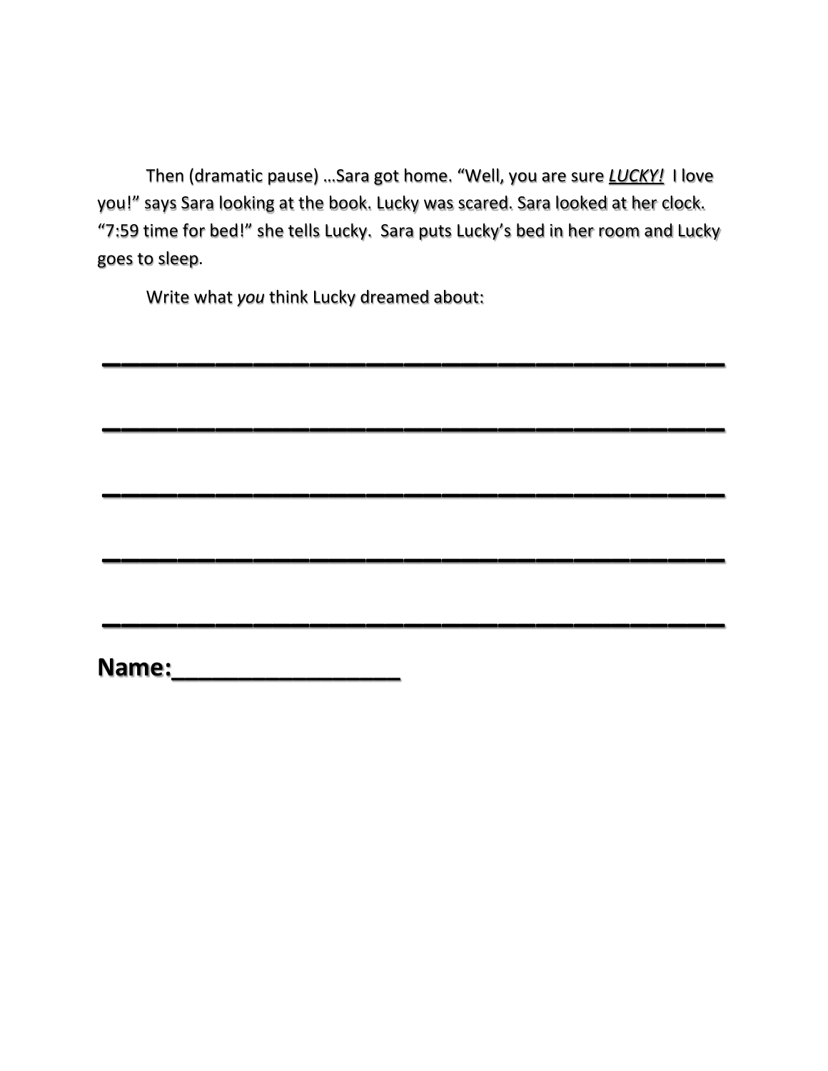Then (dramatic pause) …Sara got home. “Well, you are sure ***<u>LUCKY!</u>*** I love you!” says Sara looking at the book. Lucky was scared. Sara looked at her clock. “7:59 time for bed!” she tells Lucky. Sara puts Lucky’s bed in her room and Lucky goes to sleep.

Write what *you* think Lucky dreamed about:

___________________________________

___________________________________

___________________________________

___________________________________

___________________________________

**Name:_______________**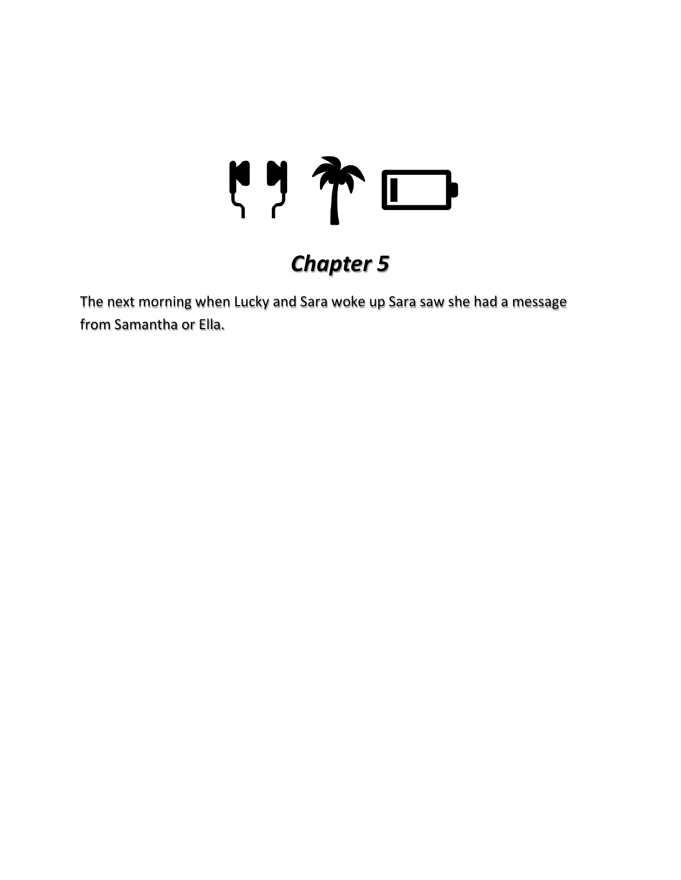# *Chapter 5*

The next morning when Lucky and Sara woke up Sara saw she had a message from Samantha or Ella.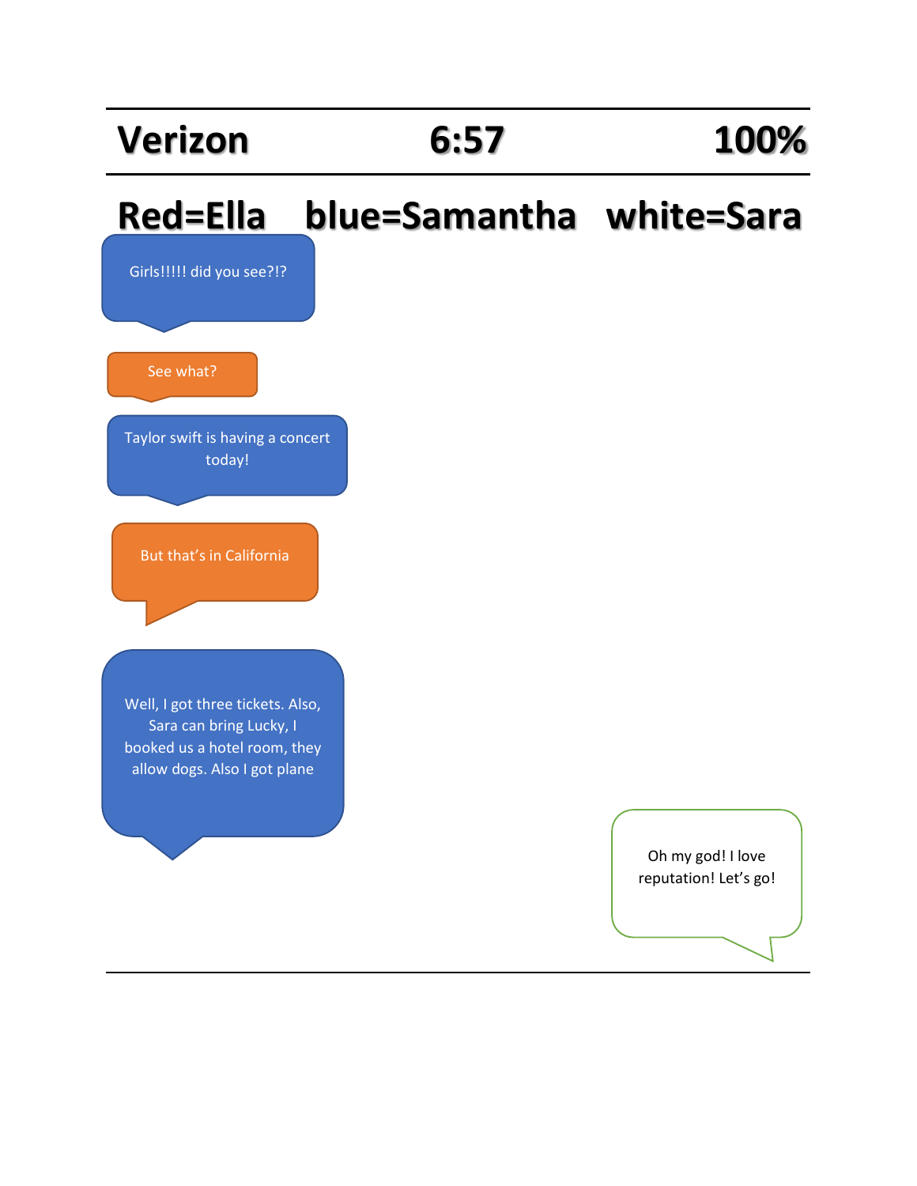**Verizon** **6:57** **100%**

**Red=Ella blue=Samantha white=Sara**

Girls!!!!! did you see?!?

See what?

Taylor swift is having a concert today!

But that's in California

Well, I got three tickets. Also, Sara can bring Lucky, I booked us a hotel room, they allow dogs. Also I got plane

Oh my god! I love reputation! Let's go!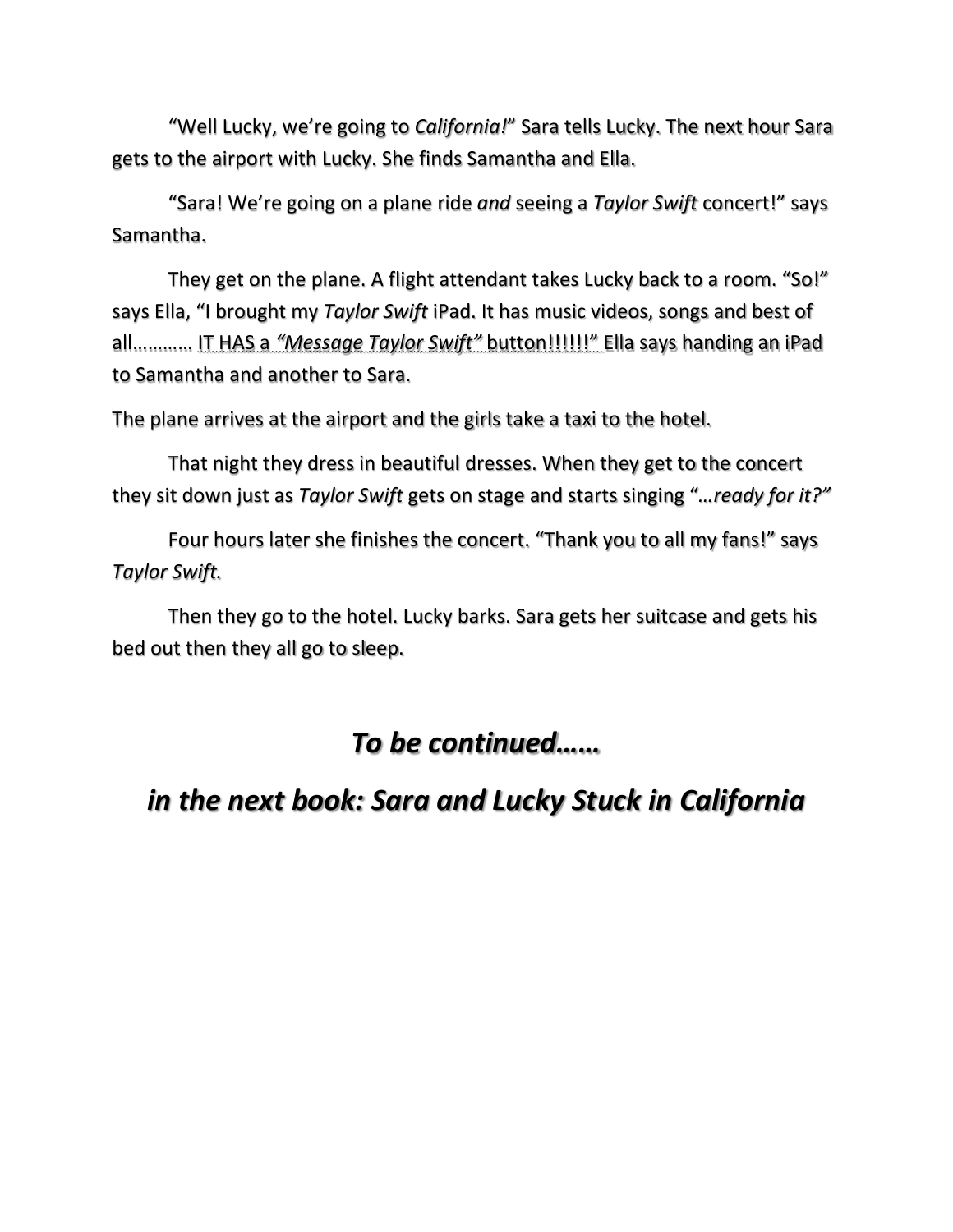"Well Lucky, we're going to *California!*" Sara tells Lucky. The next hour Sara gets to the airport with Lucky. She finds Samantha and Ella.

"Sara! We're going on a plane ride *and* seeing a *Taylor Swift* concert!" says Samantha.

They get on the plane. A flight attendant takes Lucky back to a room. "So!" says Ella, "I brought my *Taylor Swift* iPad. It has music videos, songs and best of all………… IT HAS a *"Message Taylor Swift"* button!!!!!!" Ella says handing an iPad to Samantha and another to Sara.

The plane arrives at the airport and the girls take a taxi to the hotel.

That night they dress in beautiful dresses. When they get to the concert they sit down just as *Taylor Swift* gets on stage and starts singing "*…ready for it?"*

Four hours later she finishes the concert. "Thank you to all my fans!" says *Taylor Swift*.

Then they go to the hotel. Lucky barks. Sara gets her suitcase and gets his bed out then they all go to sleep.

## ***To be continued……***

## ***in the next book: Sara and Lucky Stuck in California***